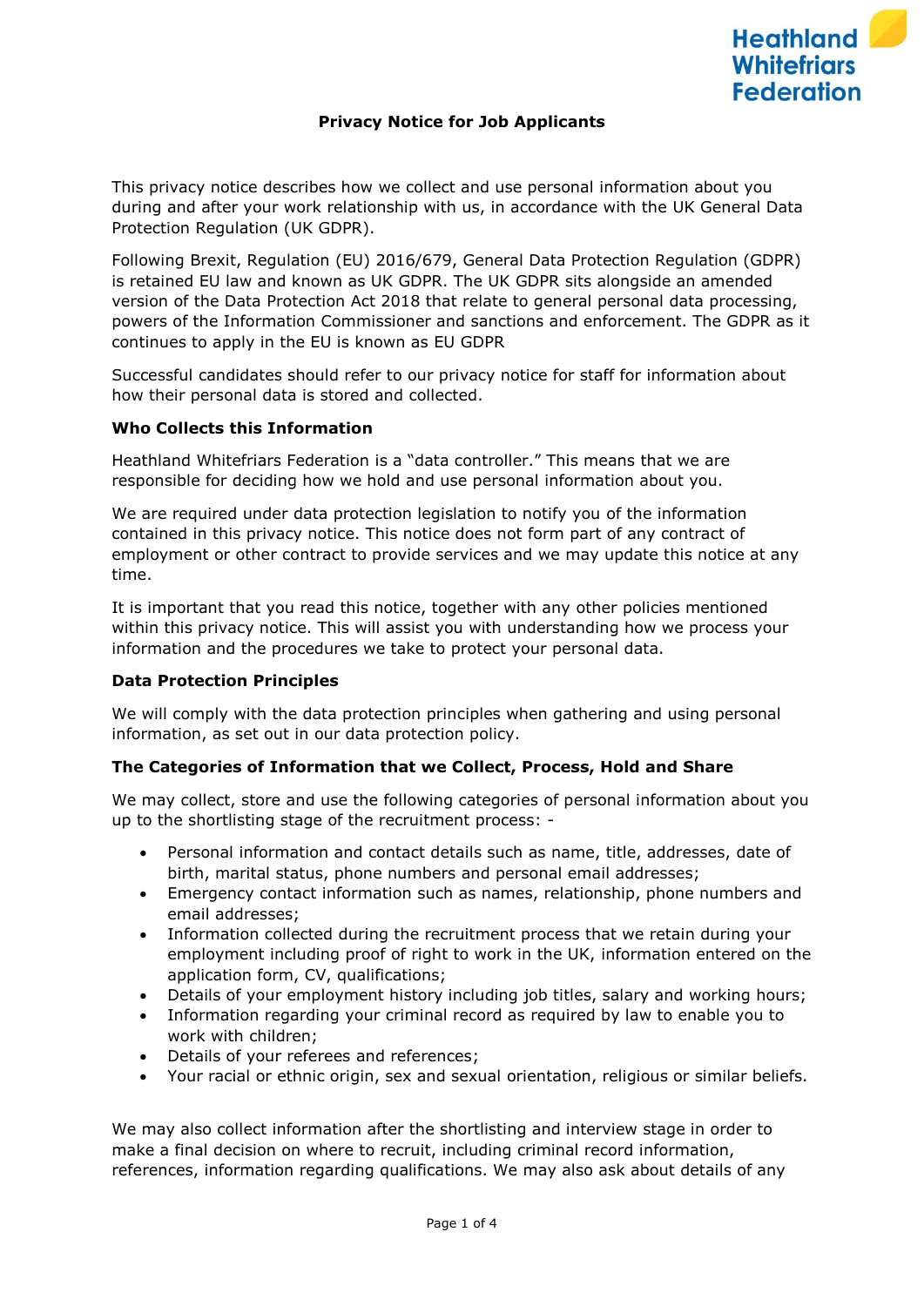Heathland Whitefriars Federation

# Privacy Notice for Job Applicants

This privacy notice describes how we collect and use personal information about you during and after your work relationship with us, in accordance with the UK General Data Protection Regulation (UK GDPR).

Following Brexit, Regulation (EU) 2016/679, General Data Protection Regulation (GDPR) is retained EU law and known as UK GDPR. The UK GDPR sits alongside an amended version of the Data Protection Act 2018 that relate to general personal data processing, powers of the Information Commissioner and sanctions and enforcement. The GDPR as it continues to apply in the EU is known as EU GDPR

Successful candidates should refer to our privacy notice for staff for information about how their personal data is stored and collected.

## Who Collects this Information

Heathland Whitefriars Federation is a "data controller." This means that we are responsible for deciding how we hold and use personal information about you.

We are required under data protection legislation to notify you of the information contained in this privacy notice. This notice does not form part of any contract of employment or other contract to provide services and we may update this notice at any time.

It is important that you read this notice, together with any other policies mentioned within this privacy notice. This will assist you with understanding how we process your information and the procedures we take to protect your personal data.

## Data Protection Principles

We will comply with the data protection principles when gathering and using personal information, as set out in our data protection policy.

## The Categories of Information that we Collect, Process, Hold and Share

We may collect, store and use the following categories of personal information about you up to the shortlisting stage of the recruitment process: -

- Personal information and contact details such as name, title, addresses, date of birth, marital status, phone numbers and personal email addresses;
- Emergency contact information such as names, relationship, phone numbers and email addresses;
- Information collected during the recruitment process that we retain during your employment including proof of right to work in the UK, information entered on the application form, CV, qualifications;
- Details of your employment history including job titles, salary and working hours;
- Information regarding your criminal record as required by law to enable you to work with children;
- Details of your referees and references;
- Your racial or ethnic origin, sex and sexual orientation, religious or similar beliefs.

We may also collect information after the shortlisting and interview stage in order to make a final decision on where to recruit, including criminal record information, references, information regarding qualifications. We may also ask about details of any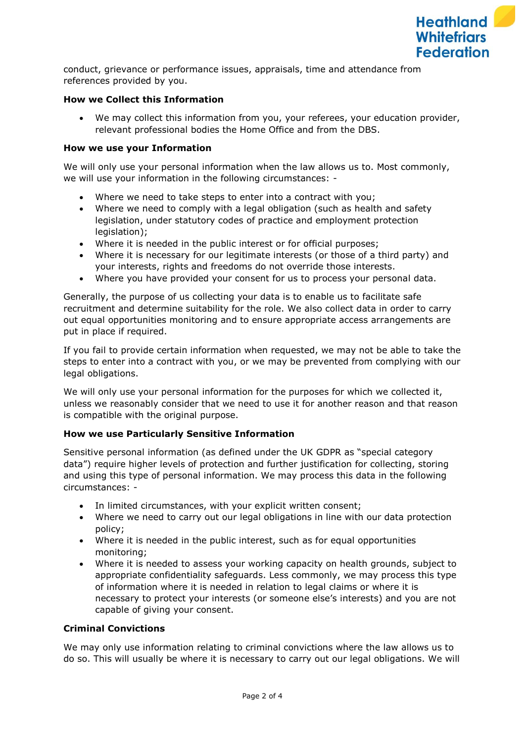conduct, grievance or performance issues, appraisals, time and attendance from references provided by you.

**How we Collect this Information**

- We may collect this information from you, your referees, your education provider, relevant professional bodies the Home Office and from the DBS.

**How we use your Information**

We will only use your personal information when the law allows us to. Most commonly, we will use your information in the following circumstances: -

- Where we need to take steps to enter into a contract with you;
- Where we need to comply with a legal obligation (such as health and safety legislation, under statutory codes of practice and employment protection legislation);
- Where it is needed in the public interest or for official purposes;
- Where it is necessary for our legitimate interests (or those of a third party) and your interests, rights and freedoms do not override those interests.
- Where you have provided your consent for us to process your personal data.

Generally, the purpose of us collecting your data is to enable us to facilitate safe recruitment and determine suitability for the role. We also collect data in order to carry out equal opportunities monitoring and to ensure appropriate access arrangements are put in place if required.

If you fail to provide certain information when requested, we may not be able to take the steps to enter into a contract with you, or we may be prevented from complying with our legal obligations.

We will only use your personal information for the purposes for which we collected it, unless we reasonably consider that we need to use it for another reason and that reason is compatible with the original purpose.

**How we use Particularly Sensitive Information**

Sensitive personal information (as defined under the UK GDPR as "special category data") require higher levels of protection and further justification for collecting, storing and using this type of personal information. We may process this data in the following circumstances: -

- In limited circumstances, with your explicit written consent;
- Where we need to carry out our legal obligations in line with our data protection policy;
- Where it is needed in the public interest, such as for equal opportunities monitoring;
- Where it is needed to assess your working capacity on health grounds, subject to appropriate confidentiality safeguards. Less commonly, we may process this type of information where it is needed in relation to legal claims or where it is necessary to protect your interests (or someone else's interests) and you are not capable of giving your consent.

**Criminal Convictions**

We may only use information relating to criminal convictions where the law allows us to do so. This will usually be where it is necessary to carry out our legal obligations. We will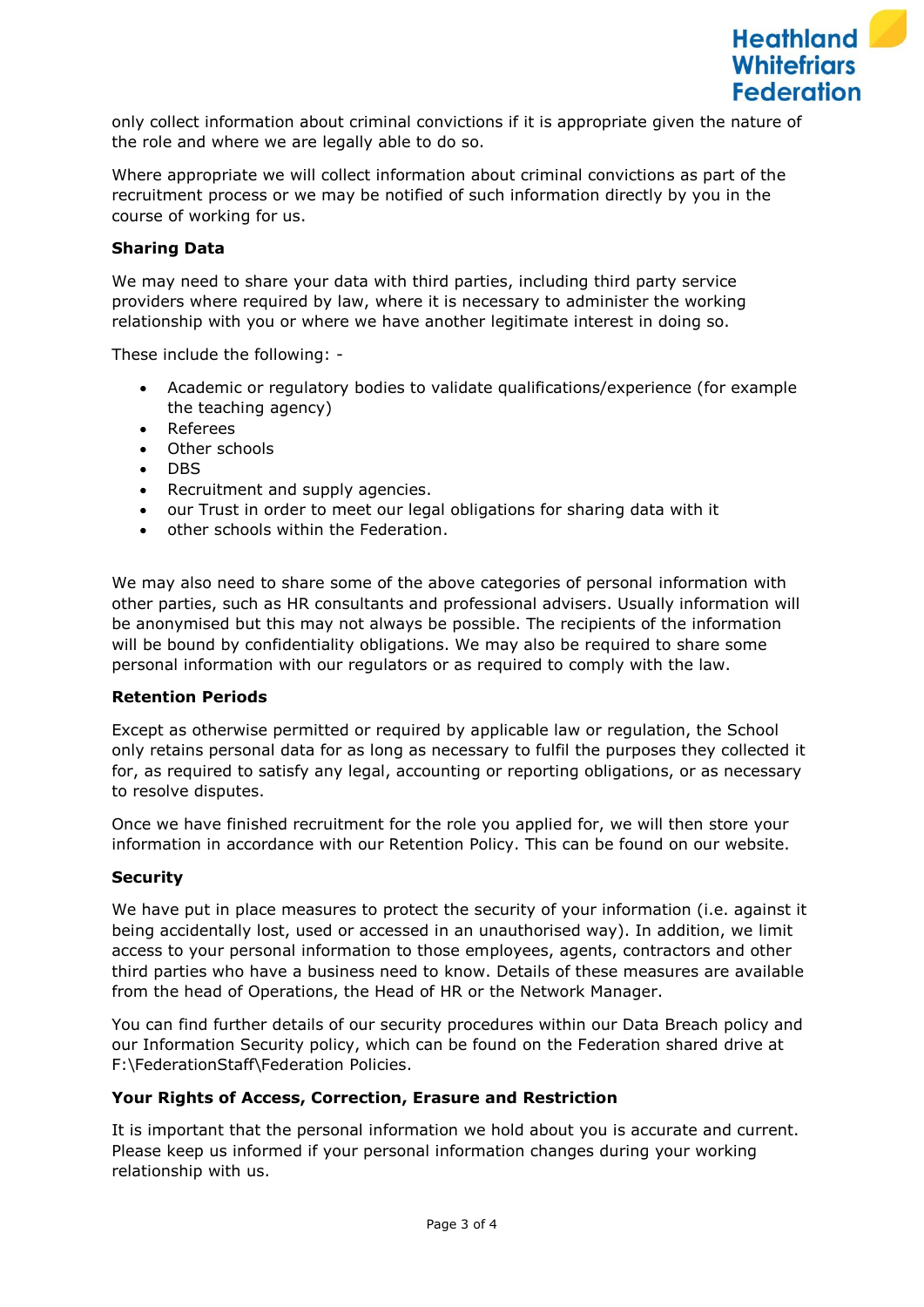only collect information about criminal convictions if it is appropriate given the nature of the role and where we are legally able to do so.

Where appropriate we will collect information about criminal convictions as part of the recruitment process or we may be notified of such information directly by you in the course of working for us.

**Sharing Data**

We may need to share your data with third parties, including third party service providers where required by law, where it is necessary to administer the working relationship with you or where we have another legitimate interest in doing so.

These include the following: -

- Academic or regulatory bodies to validate qualifications/experience (for example the teaching agency)
- Referees
- Other schools
- DBS
- Recruitment and supply agencies.
- our Trust in order to meet our legal obligations for sharing data with it
- other schools within the Federation.

We may also need to share some of the above categories of personal information with other parties, such as HR consultants and professional advisers. Usually information will be anonymised but this may not always be possible. The recipients of the information will be bound by confidentiality obligations. We may also be required to share some personal information with our regulators or as required to comply with the law.

**Retention Periods**

Except as otherwise permitted or required by applicable law or regulation, the School only retains personal data for as long as necessary to fulfil the purposes they collected it for, as required to satisfy any legal, accounting or reporting obligations, or as necessary to resolve disputes.

Once we have finished recruitment for the role you applied for, we will then store your information in accordance with our Retention Policy. This can be found on our website.

**Security**

We have put in place measures to protect the security of your information (i.e. against it being accidentally lost, used or accessed in an unauthorised way). In addition, we limit access to your personal information to those employees, agents, contractors and other third parties who have a business need to know. Details of these measures are available from the head of Operations, the Head of HR or the Network Manager.

You can find further details of our security procedures within our Data Breach policy and our Information Security policy, which can be found on the Federation shared drive at F:\FederationStaff\Federation Policies.

**Your Rights of Access, Correction, Erasure and Restriction**

It is important that the personal information we hold about you is accurate and current. Please keep us informed if your personal information changes during your working relationship with us.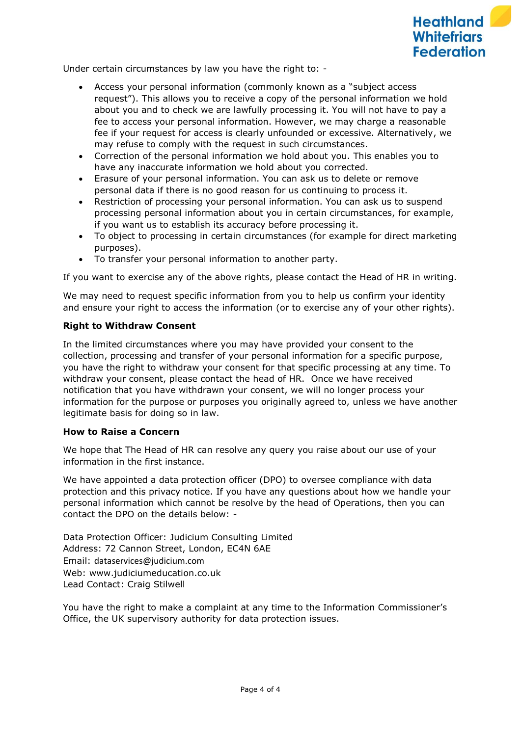Under certain circumstances by law you have the right to: -

- Access your personal information (commonly known as a "subject access request"). This allows you to receive a copy of the personal information we hold about you and to check we are lawfully processing it. You will not have to pay a fee to access your personal information. However, we may charge a reasonable fee if your request for access is clearly unfounded or excessive. Alternatively, we may refuse to comply with the request in such circumstances.
- Correction of the personal information we hold about you. This enables you to have any inaccurate information we hold about you corrected.
- Erasure of your personal information. You can ask us to delete or remove personal data if there is no good reason for us continuing to process it.
- Restriction of processing your personal information. You can ask us to suspend processing personal information about you in certain circumstances, for example, if you want us to establish its accuracy before processing it.
- To object to processing in certain circumstances (for example for direct marketing purposes).
- To transfer your personal information to another party.

If you want to exercise any of the above rights, please contact the Head of HR in writing.

We may need to request specific information from you to help us confirm your identity and ensure your right to access the information (or to exercise any of your other rights).

**Right to Withdraw Consent**

In the limited circumstances where you may have provided your consent to the collection, processing and transfer of your personal information for a specific purpose, you have the right to withdraw your consent for that specific processing at any time. To withdraw your consent, please contact the head of HR. Once we have received notification that you have withdrawn your consent, we will no longer process your information for the purpose or purposes you originally agreed to, unless we have another legitimate basis for doing so in law.

**How to Raise a Concern**

We hope that The Head of HR can resolve any query you raise about our use of your information in the first instance.

We have appointed a data protection officer (DPO) to oversee compliance with data protection and this privacy notice. If you have any questions about how we handle your personal information which cannot be resolve by the head of Operations, then you can contact the DPO on the details below: -

Data Protection Officer: Judicium Consulting Limited
Address: 72 Cannon Street, London, EC4N 6AE
Email: dataservices@judicium.com
Web: www.judiciumeducation.co.uk
Lead Contact: Craig Stilwell

You have the right to make a complaint at any time to the Information Commissioner's Office, the UK supervisory authority for data protection issues.